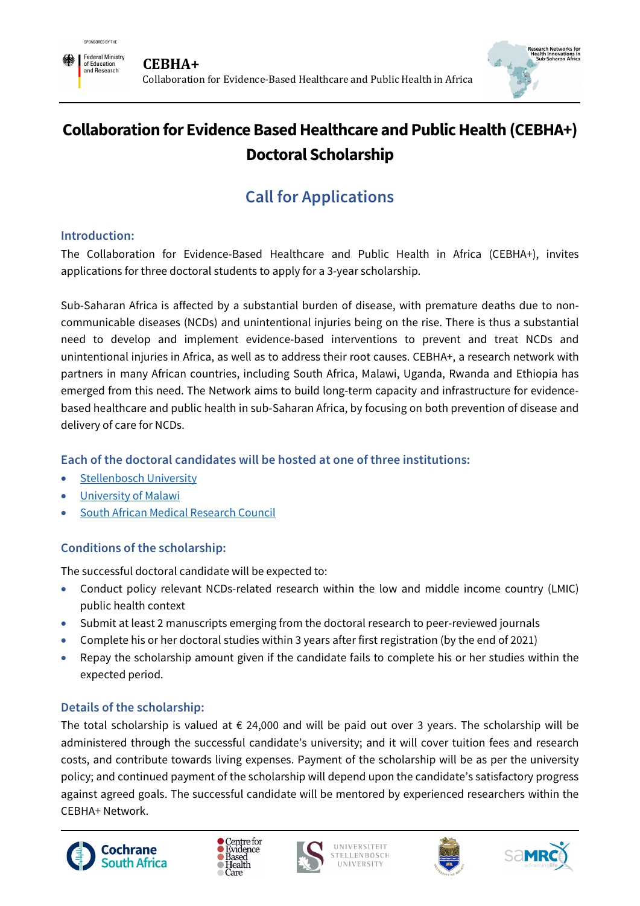# Collaboration for Evidence Based Healthcare and Public Health (CEBHA+) Doctoral Scholarship

## Call for Applications

### Introduction:

The Collaboration for Evidence-Based Healthcare and Public Health in Africa (CEBHA+), invites applications for three doctoral students to apply for a 3-year scholarship.

Sub-Saharan Africa is affected by a substantial burden of disease, with premature deaths due to non-communicable diseases (NCDs) and unintentional injuries being on the rise. There is thus a substantial need to develop and implement evidence-based interventions to prevent and treat NCDs and unintentional injuries in Africa, as well as to address their root causes. CEBHA+, a research network with partners in many African countries, including South Africa, Malawi, Uganda, Rwanda and Ethiopia has emerged from this need. The Network aims to build long-term capacity and infrastructure for evidence-based healthcare and public health in sub-Saharan Africa, by focusing on both prevention of disease and delivery of care for NCDs.

### Each of the doctoral candidates will be hosted at one of three institutions:

- Stellenbosch University
- University of Malawi
- South African Medical Research Council

### Conditions of the scholarship:

The successful doctoral candidate will be expected to:

- Conduct policy relevant NCDs-related research within the low and middle income country (LMIC) public health context
- Submit at least 2 manuscripts emerging from the doctoral research to peer-reviewed journals
- Complete his or her doctoral studies within 3 years after first registration (by the end of 2021)
- Repay the scholarship amount given if the candidate fails to complete his or her studies within the expected period.

### Details of the scholarship:

The total scholarship is valued at € 24,000 and will be paid out over 3 years. The scholarship will be administered through the successful candidate's university; and it will cover tuition fees and research costs, and contribute towards living expenses. Payment of the scholarship will be as per the university policy; and continued payment of the scholarship will depend upon the candidate's satisfactory progress against agreed goals. The successful candidate will be mentored by experienced researchers within the CEBHA+ Network.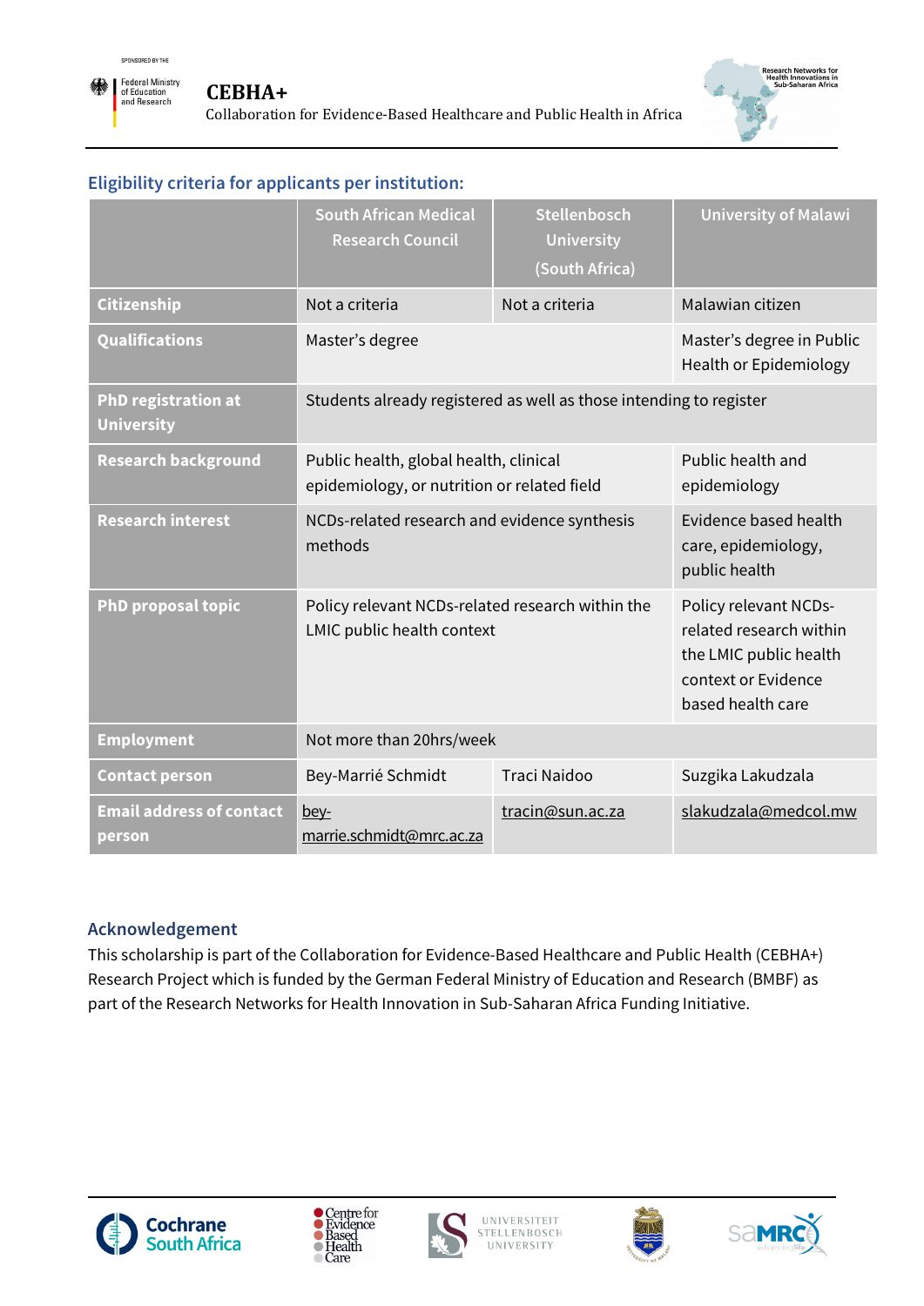## Eligibility criteria for applicants per institution:

| | South African Medical Research Council | Stellenbosch University (South Africa) | University of Malawi |
|---|---|---|---|
| **Citizenship** | Not a criteria | Not a criteria | Malawian citizen |
| **Qualifications** | Master's degree | | Master's degree in Public Health or Epidemiology |
| **PhD registration at University** | Students already registered as well as those intending to register | | |
| **Research background** | Public health, global health, clinical epidemiology, or nutrition or related field | | Public health and epidemiology |
| **Research interest** | NCDs-related research and evidence synthesis methods | | Evidence based health care, epidemiology, public health |
| **PhD proposal topic** | Policy relevant NCDs-related research within the LMIC public health context | | Policy relevant NCDs-related research within the LMIC public health context or Evidence based health care |
| **Employment** | Not more than 20hrs/week | | |
| **Contact person** | Bey-Marrié Schmidt | Traci Naidoo | Suzgika Lakudzala |
| **Email address of contact person** | bey-marrie.schmidt@mrc.ac.za | tracin@sun.ac.za | slakudzala@medcol.mw |

### Acknowledgement

This scholarship is part of the Collaboration for Evidence-Based Healthcare and Public Health (CEBHA+) Research Project which is funded by the German Federal Ministry of Education and Research (BMBF) as part of the Research Networks for Health Innovation in Sub-Saharan Africa Funding Initiative.